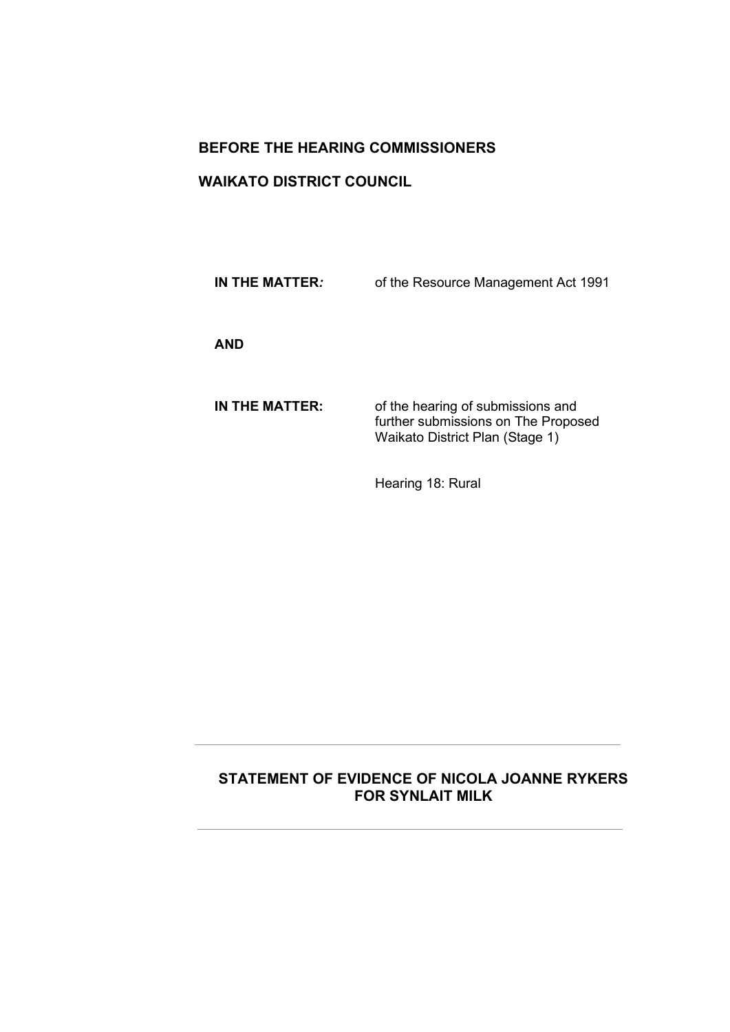**BEFORE THE HEARING COMMISSIONERS**

**WAIKATO DISTRICT COUNCIL**

| | |
|---|---|
| **IN THE MATTER:** | of the Resource Management Act 1991 |
| **AND** | |
| **IN THE MATTER:** | of the hearing of submissions and further submissions on The Proposed Waikato District Plan (Stage 1) |
| | Hearing 18: Rural |

---

**STATEMENT OF EVIDENCE OF NICOLA JOANNE RYKERS FOR SYNLAIT MILK**

---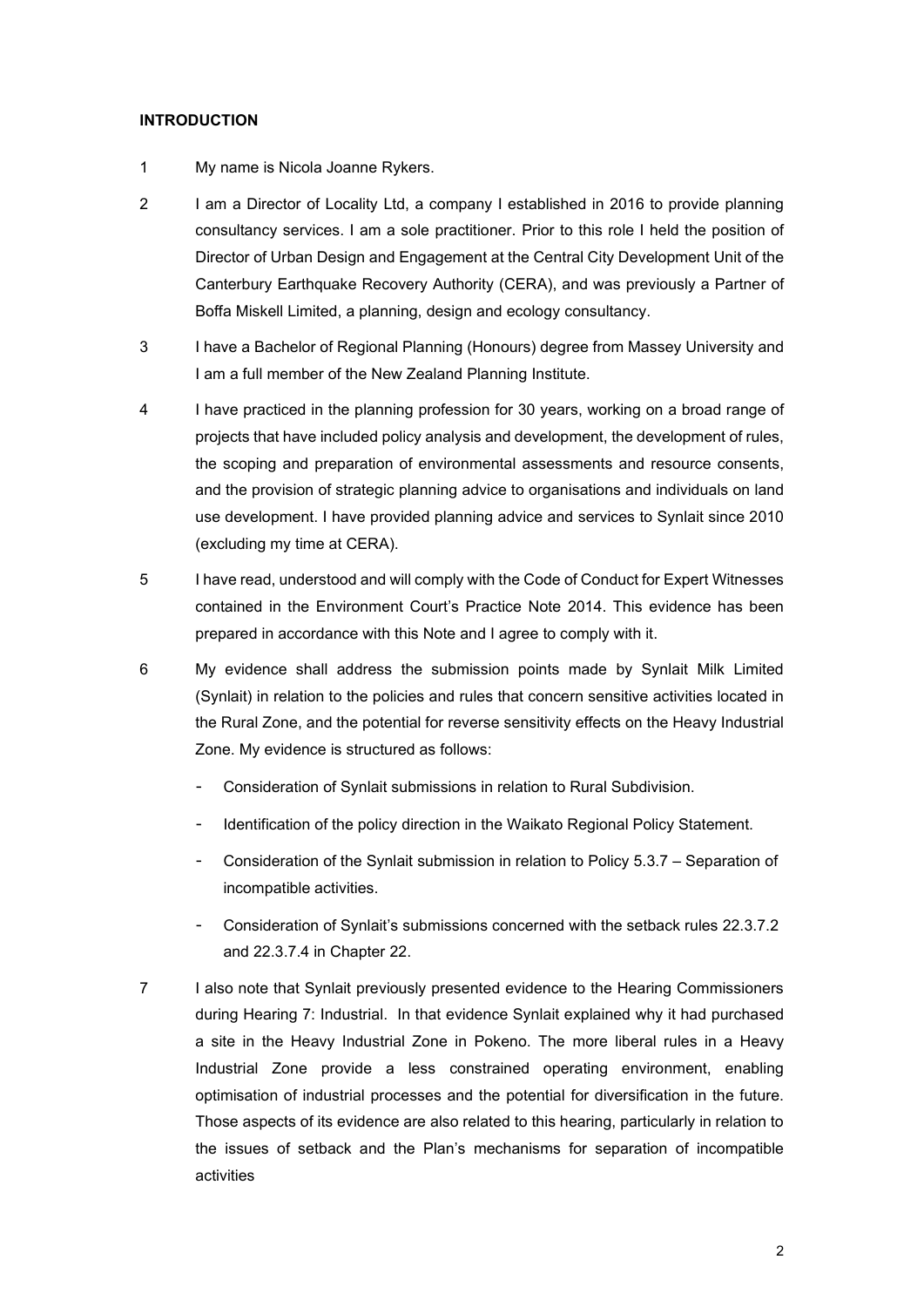**INTRODUCTION**

1 My name is Nicola Joanne Rykers.

2 I am a Director of Locality Ltd, a company I established in 2016 to provide planning consultancy services. I am a sole practitioner. Prior to this role I held the position of Director of Urban Design and Engagement at the Central City Development Unit of the Canterbury Earthquake Recovery Authority (CERA), and was previously a Partner of Boffa Miskell Limited, a planning, design and ecology consultancy.

3 I have a Bachelor of Regional Planning (Honours) degree from Massey University and I am a full member of the New Zealand Planning Institute.

4 I have practiced in the planning profession for 30 years, working on a broad range of projects that have included policy analysis and development, the development of rules, the scoping and preparation of environmental assessments and resource consents, and the provision of strategic planning advice to organisations and individuals on land use development. I have provided planning advice and services to Synlait since 2010 (excluding my time at CERA).

5 I have read, understood and will comply with the Code of Conduct for Expert Witnesses contained in the Environment Court's Practice Note 2014. This evidence has been prepared in accordance with this Note and I agree to comply with it.

6 My evidence shall address the submission points made by Synlait Milk Limited (Synlait) in relation to the policies and rules that concern sensitive activities located in the Rural Zone, and the potential for reverse sensitivity effects on the Heavy Industrial Zone. My evidence is structured as follows:

- Consideration of Synlait submissions in relation to Rural Subdivision.
- Identification of the policy direction in the Waikato Regional Policy Statement.
- Consideration of the Synlait submission in relation to Policy 5.3.7 – Separation of incompatible activities.
- Consideration of Synlait's submissions concerned with the setback rules 22.3.7.2 and 22.3.7.4 in Chapter 22.

7 I also note that Synlait previously presented evidence to the Hearing Commissioners during Hearing 7: Industrial. In that evidence Synlait explained why it had purchased a site in the Heavy Industrial Zone in Pokeno. The more liberal rules in a Heavy Industrial Zone provide a less constrained operating environment, enabling optimisation of industrial processes and the potential for diversification in the future. Those aspects of its evidence are also related to this hearing, particularly in relation to the issues of setback and the Plan's mechanisms for separation of incompatible activities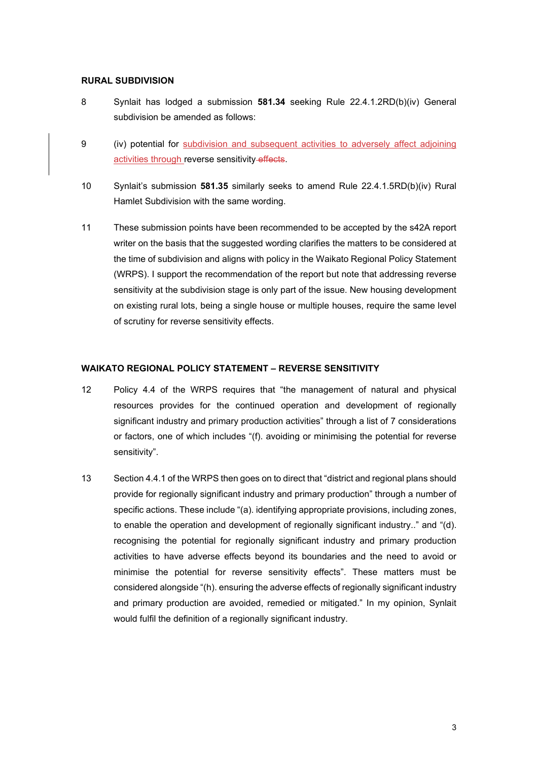**RURAL SUBDIVISION**

8 Synlait has lodged a submission **581.34** seeking Rule 22.4.1.2RD(b)(iv) General subdivision be amended as follows:

9 (iv) potential for <u>subdivision and subsequent activities to adversely affect adjoining activities through</u> reverse sensitivity ~~effects~~.

10 Synlait's submission **581.35** similarly seeks to amend Rule 22.4.1.5RD(b)(iv) Rural Hamlet Subdivision with the same wording.

11 These submission points have been recommended to be accepted by the s42A report writer on the basis that the suggested wording clarifies the matters to be considered at the time of subdivision and aligns with policy in the Waikato Regional Policy Statement (WRPS). I support the recommendation of the report but note that addressing reverse sensitivity at the subdivision stage is only part of the issue. New housing development on existing rural lots, being a single house or multiple houses, require the same level of scrutiny for reverse sensitivity effects.

**WAIKATO REGIONAL POLICY STATEMENT – REVERSE SENSITIVITY**

12 Policy 4.4 of the WRPS requires that "the management of natural and physical resources provides for the continued operation and development of regionally significant industry and primary production activities" through a list of 7 considerations or factors, one of which includes "(f). avoiding or minimising the potential for reverse sensitivity".

13 Section 4.4.1 of the WRPS then goes on to direct that "district and regional plans should provide for regionally significant industry and primary production" through a number of specific actions. These include "(a). identifying appropriate provisions, including zones, to enable the operation and development of regionally significant industry.." and "(d). recognising the potential for regionally significant industry and primary production activities to have adverse effects beyond its boundaries and the need to avoid or minimise the potential for reverse sensitivity effects". These matters must be considered alongside "(h). ensuring the adverse effects of regionally significant industry and primary production are avoided, remedied or mitigated." In my opinion, Synlait would fulfil the definition of a regionally significant industry.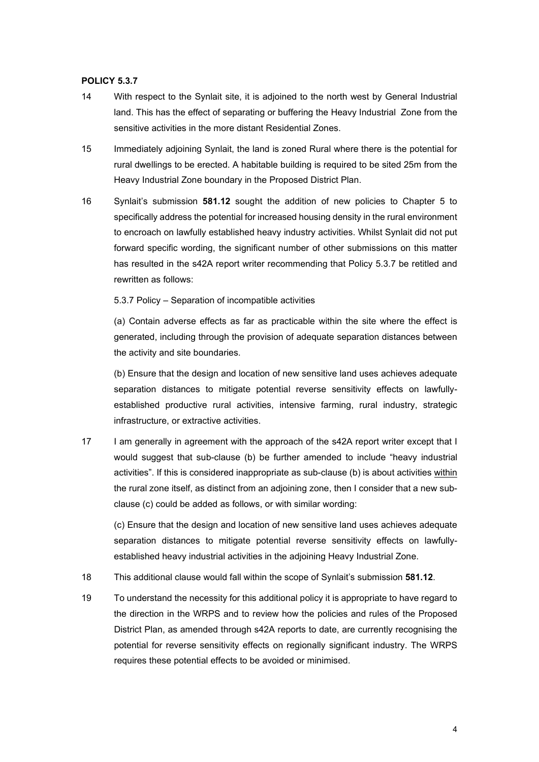**POLICY 5.3.7**

14 With respect to the Synlait site, it is adjoined to the north west by General Industrial land. This has the effect of separating or buffering the Heavy Industrial Zone from the sensitive activities in the more distant Residential Zones.

15 Immediately adjoining Synlait, the land is zoned Rural where there is the potential for rural dwellings to be erected. A habitable building is required to be sited 25m from the Heavy Industrial Zone boundary in the Proposed District Plan.

16 Synlait's submission **581.12** sought the addition of new policies to Chapter 5 to specifically address the potential for increased housing density in the rural environment to encroach on lawfully established heavy industry activities. Whilst Synlait did not put forward specific wording, the significant number of other submissions on this matter has resulted in the s42A report writer recommending that Policy 5.3.7 be retitled and rewritten as follows:

5.3.7 Policy – Separation of incompatible activities

(a) Contain adverse effects as far as practicable within the site where the effect is generated, including through the provision of adequate separation distances between the activity and site boundaries.

(b) Ensure that the design and location of new sensitive land uses achieves adequate separation distances to mitigate potential reverse sensitivity effects on lawfully-established productive rural activities, intensive farming, rural industry, strategic infrastructure, or extractive activities.

17 I am generally in agreement with the approach of the s42A report writer except that I would suggest that sub-clause (b) be further amended to include "heavy industrial activities". If this is considered inappropriate as sub-clause (b) is about activities <u>within</u> the rural zone itself, as distinct from an adjoining zone, then I consider that a new sub-clause (c) could be added as follows, or with similar wording:

(c) Ensure that the design and location of new sensitive land uses achieves adequate separation distances to mitigate potential reverse sensitivity effects on lawfully-established heavy industrial activities in the adjoining Heavy Industrial Zone.

18 This additional clause would fall within the scope of Synlait's submission **581.12**.

19 To understand the necessity for this additional policy it is appropriate to have regard to the direction in the WRPS and to review how the policies and rules of the Proposed District Plan, as amended through s42A reports to date, are currently recognising the potential for reverse sensitivity effects on regionally significant industry. The WRPS requires these potential effects to be avoided or minimised.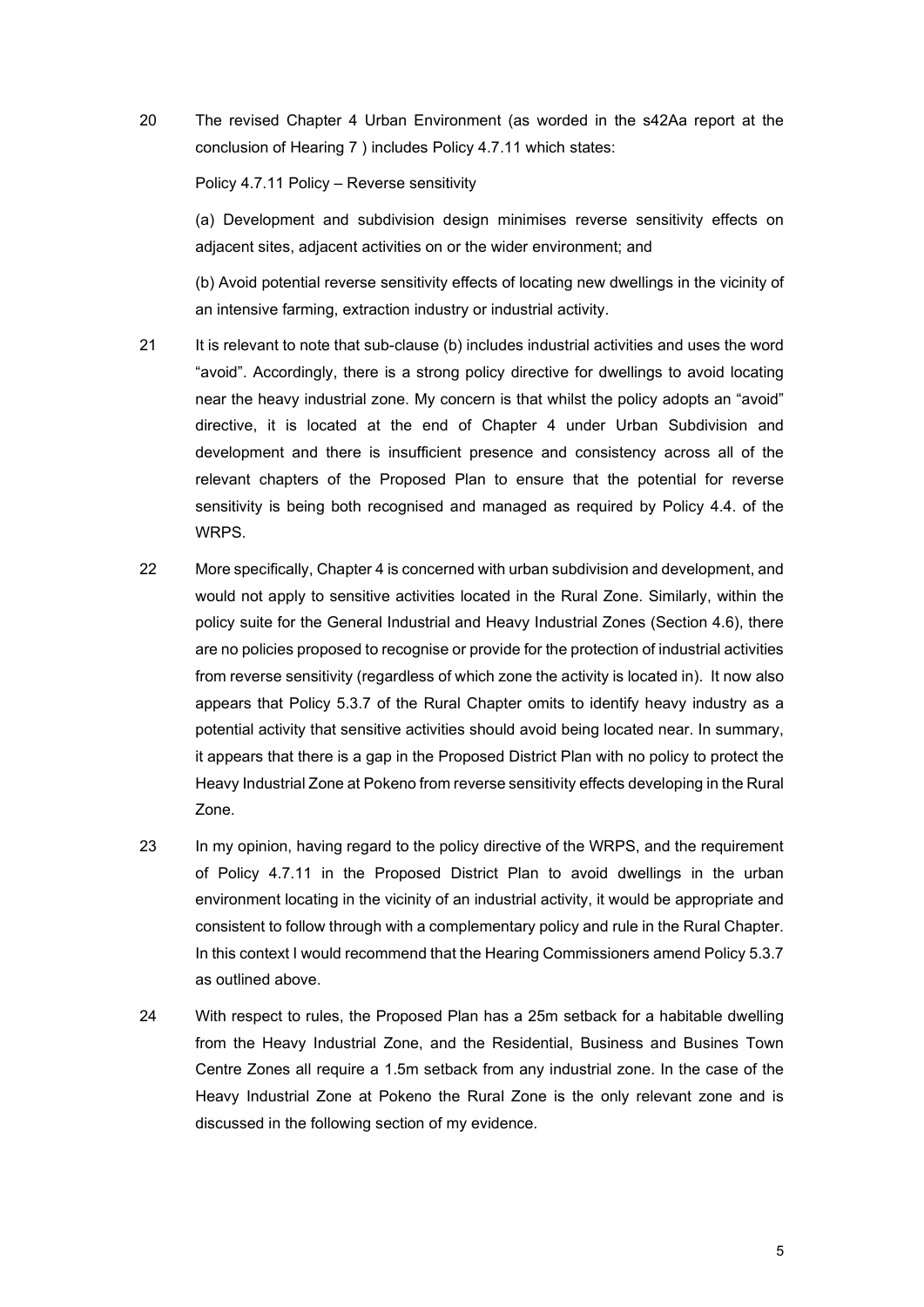20 The revised Chapter 4 Urban Environment (as worded in the s42Aa report at the conclusion of Hearing 7 ) includes Policy 4.7.11 which states:

Policy 4.7.11 Policy – Reverse sensitivity

(a) Development and subdivision design minimises reverse sensitivity effects on adjacent sites, adjacent activities on or the wider environment; and

(b) Avoid potential reverse sensitivity effects of locating new dwellings in the vicinity of an intensive farming, extraction industry or industrial activity.

21 It is relevant to note that sub-clause (b) includes industrial activities and uses the word "avoid". Accordingly, there is a strong policy directive for dwellings to avoid locating near the heavy industrial zone. My concern is that whilst the policy adopts an "avoid" directive, it is located at the end of Chapter 4 under Urban Subdivision and development and there is insufficient presence and consistency across all of the relevant chapters of the Proposed Plan to ensure that the potential for reverse sensitivity is being both recognised and managed as required by Policy 4.4. of the WRPS.

22 More specifically, Chapter 4 is concerned with urban subdivision and development, and would not apply to sensitive activities located in the Rural Zone. Similarly, within the policy suite for the General Industrial and Heavy Industrial Zones (Section 4.6), there are no policies proposed to recognise or provide for the protection of industrial activities from reverse sensitivity (regardless of which zone the activity is located in). It now also appears that Policy 5.3.7 of the Rural Chapter omits to identify heavy industry as a potential activity that sensitive activities should avoid being located near. In summary, it appears that there is a gap in the Proposed District Plan with no policy to protect the Heavy Industrial Zone at Pokeno from reverse sensitivity effects developing in the Rural Zone.

23 In my opinion, having regard to the policy directive of the WRPS, and the requirement of Policy 4.7.11 in the Proposed District Plan to avoid dwellings in the urban environment locating in the vicinity of an industrial activity, it would be appropriate and consistent to follow through with a complementary policy and rule in the Rural Chapter. In this context I would recommend that the Hearing Commissioners amend Policy 5.3.7 as outlined above.

24 With respect to rules, the Proposed Plan has a 25m setback for a habitable dwelling from the Heavy Industrial Zone, and the Residential, Business and Busines Town Centre Zones all require a 1.5m setback from any industrial zone. In the case of the Heavy Industrial Zone at Pokeno the Rural Zone is the only relevant zone and is discussed in the following section of my evidence.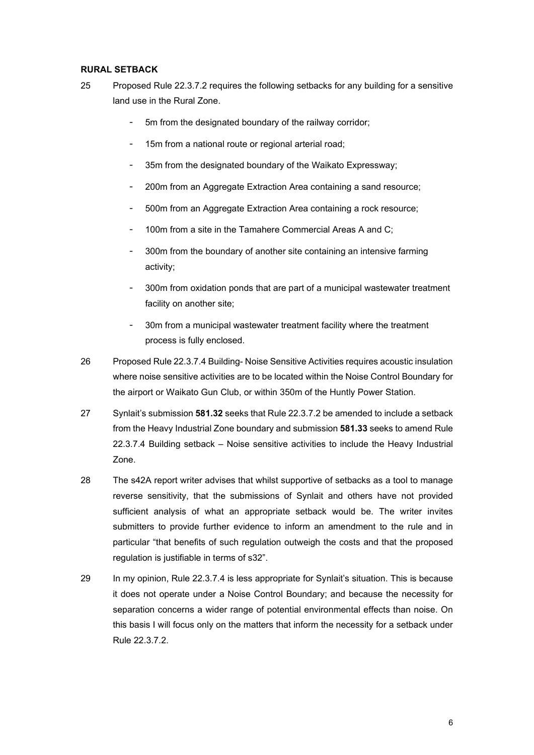**RURAL SETBACK**

25 Proposed Rule 22.3.7.2 requires the following setbacks for any building for a sensitive land use in the Rural Zone.

- 5m from the designated boundary of the railway corridor;
- 15m from a national route or regional arterial road;
- 35m from the designated boundary of the Waikato Expressway;
- 200m from an Aggregate Extraction Area containing a sand resource;
- 500m from an Aggregate Extraction Area containing a rock resource;
- 100m from a site in the Tamahere Commercial Areas A and C;
- 300m from the boundary of another site containing an intensive farming activity;
- 300m from oxidation ponds that are part of a municipal wastewater treatment facility on another site;
- 30m from a municipal wastewater treatment facility where the treatment process is fully enclosed.

26 Proposed Rule 22.3.7.4 Building- Noise Sensitive Activities requires acoustic insulation where noise sensitive activities are to be located within the Noise Control Boundary for the airport or Waikato Gun Club, or within 350m of the Huntly Power Station.

27 Synlait's submission **581.32** seeks that Rule 22.3.7.2 be amended to include a setback from the Heavy Industrial Zone boundary and submission **581.33** seeks to amend Rule 22.3.7.4 Building setback – Noise sensitive activities to include the Heavy Industrial Zone.

28 The s42A report writer advises that whilst supportive of setbacks as a tool to manage reverse sensitivity, that the submissions of Synlait and others have not provided sufficient analysis of what an appropriate setback would be. The writer invites submitters to provide further evidence to inform an amendment to the rule and in particular "that benefits of such regulation outweigh the costs and that the proposed regulation is justifiable in terms of s32".

29 In my opinion, Rule 22.3.7.4 is less appropriate for Synlait's situation. This is because it does not operate under a Noise Control Boundary; and because the necessity for separation concerns a wider range of potential environmental effects than noise. On this basis I will focus only on the matters that inform the necessity for a setback under Rule 22.3.7.2.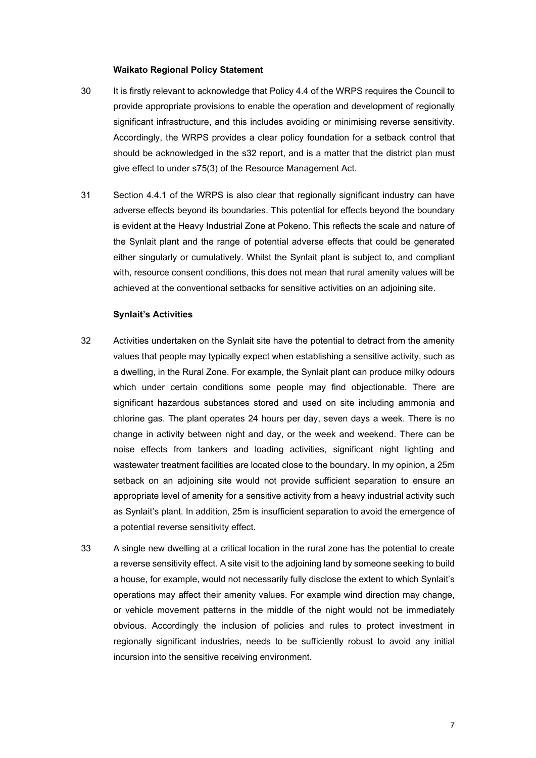**Waikato Regional Policy Statement**

30 It is firstly relevant to acknowledge that Policy 4.4 of the WRPS requires the Council to provide appropriate provisions to enable the operation and development of regionally significant infrastructure, and this includes avoiding or minimising reverse sensitivity. Accordingly, the WRPS provides a clear policy foundation for a setback control that should be acknowledged in the s32 report, and is a matter that the district plan must give effect to under s75(3) of the Resource Management Act.

31 Section 4.4.1 of the WRPS is also clear that regionally significant industry can have adverse effects beyond its boundaries. This potential for effects beyond the boundary is evident at the Heavy Industrial Zone at Pokeno. This reflects the scale and nature of the Synlait plant and the range of potential adverse effects that could be generated either singularly or cumulatively. Whilst the Synlait plant is subject to, and compliant with, resource consent conditions, this does not mean that rural amenity values will be achieved at the conventional setbacks for sensitive activities on an adjoining site.

**Synlait's Activities**

32 Activities undertaken on the Synlait site have the potential to detract from the amenity values that people may typically expect when establishing a sensitive activity, such as a dwelling, in the Rural Zone. For example, the Synlait plant can produce milky odours which under certain conditions some people may find objectionable. There are significant hazardous substances stored and used on site including ammonia and chlorine gas. The plant operates 24 hours per day, seven days a week. There is no change in activity between night and day, or the week and weekend. There can be noise effects from tankers and loading activities, significant night lighting and wastewater treatment facilities are located close to the boundary. In my opinion, a 25m setback on an adjoining site would not provide sufficient separation to ensure an appropriate level of amenity for a sensitive activity from a heavy industrial activity such as Synlait's plant. In addition, 25m is insufficient separation to avoid the emergence of a potential reverse sensitivity effect.

33 A single new dwelling at a critical location in the rural zone has the potential to create a reverse sensitivity effect. A site visit to the adjoining land by someone seeking to build a house, for example, would not necessarily fully disclose the extent to which Synlait's operations may affect their amenity values. For example wind direction may change, or vehicle movement patterns in the middle of the night would not be immediately obvious. Accordingly the inclusion of policies and rules to protect investment in regionally significant industries, needs to be sufficiently robust to avoid any initial incursion into the sensitive receiving environment.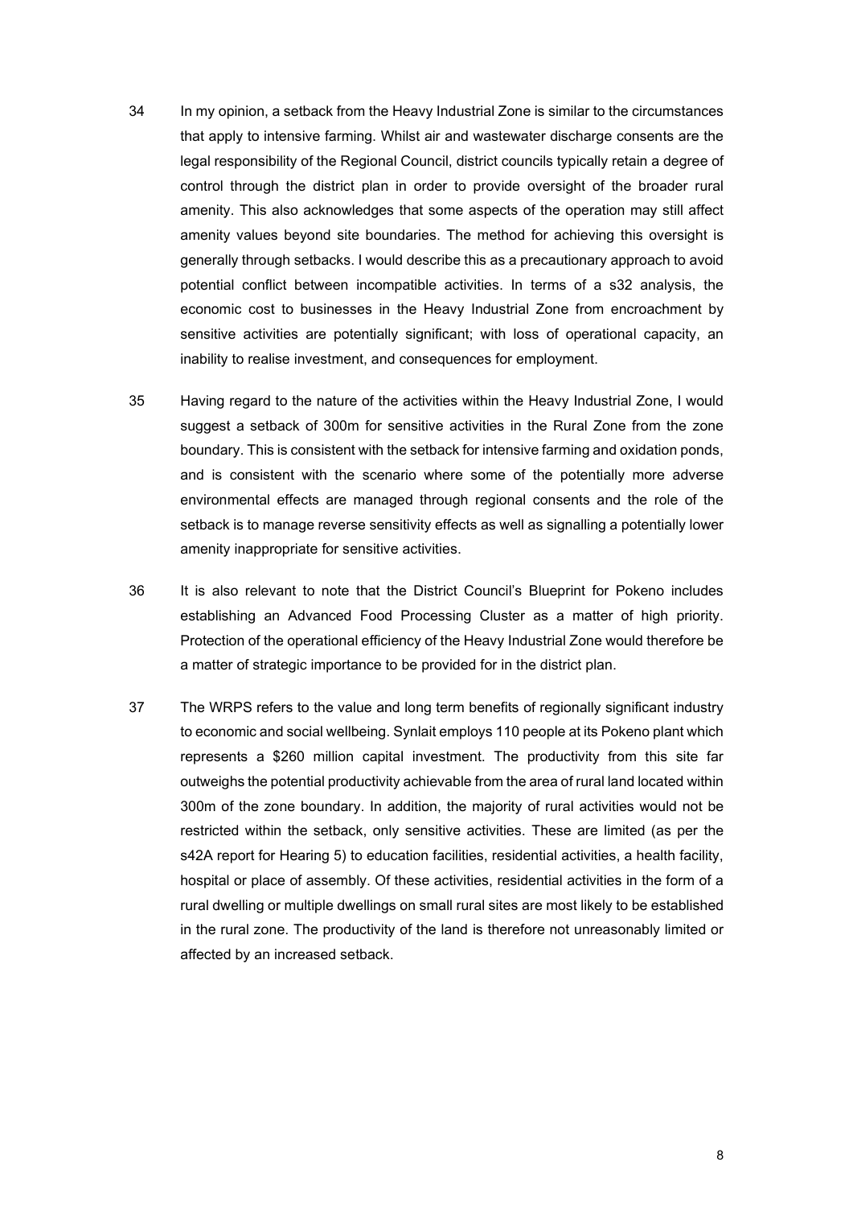34 In my opinion, a setback from the Heavy Industrial Zone is similar to the circumstances that apply to intensive farming. Whilst air and wastewater discharge consents are the legal responsibility of the Regional Council, district councils typically retain a degree of control through the district plan in order to provide oversight of the broader rural amenity. This also acknowledges that some aspects of the operation may still affect amenity values beyond site boundaries. The method for achieving this oversight is generally through setbacks. I would describe this as a precautionary approach to avoid potential conflict between incompatible activities. In terms of a s32 analysis, the economic cost to businesses in the Heavy Industrial Zone from encroachment by sensitive activities are potentially significant; with loss of operational capacity, an inability to realise investment, and consequences for employment.

35 Having regard to the nature of the activities within the Heavy Industrial Zone, I would suggest a setback of 300m for sensitive activities in the Rural Zone from the zone boundary. This is consistent with the setback for intensive farming and oxidation ponds, and is consistent with the scenario where some of the potentially more adverse environmental effects are managed through regional consents and the role of the setback is to manage reverse sensitivity effects as well as signalling a potentially lower amenity inappropriate for sensitive activities.

36 It is also relevant to note that the District Council's Blueprint for Pokeno includes establishing an Advanced Food Processing Cluster as a matter of high priority. Protection of the operational efficiency of the Heavy Industrial Zone would therefore be a matter of strategic importance to be provided for in the district plan.

37 The WRPS refers to the value and long term benefits of regionally significant industry to economic and social wellbeing. Synlait employs 110 people at its Pokeno plant which represents a $260 million capital investment. The productivity from this site far outweighs the potential productivity achievable from the area of rural land located within 300m of the zone boundary. In addition, the majority of rural activities would not be restricted within the setback, only sensitive activities. These are limited (as per the s42A report for Hearing 5) to education facilities, residential activities, a health facility, hospital or place of assembly. Of these activities, residential activities in the form of a rural dwelling or multiple dwellings on small rural sites are most likely to be established in the rural zone. The productivity of the land is therefore not unreasonably limited or affected by an increased setback.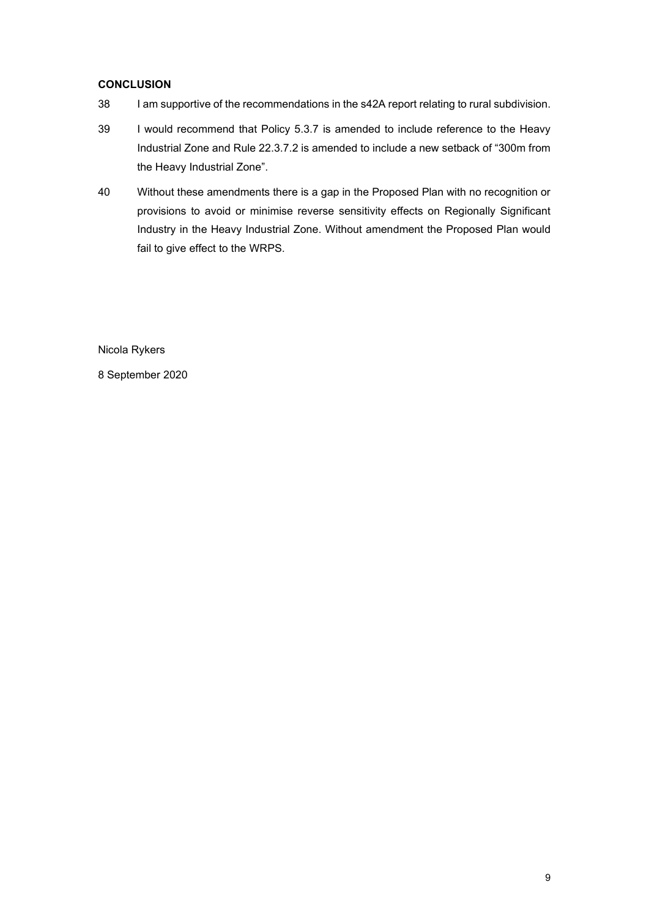**CONCLUSION**

38 I am supportive of the recommendations in the s42A report relating to rural subdivision.

39 I would recommend that Policy 5.3.7 is amended to include reference to the Heavy Industrial Zone and Rule 22.3.7.2 is amended to include a new setback of "300m from the Heavy Industrial Zone".

40 Without these amendments there is a gap in the Proposed Plan with no recognition or provisions to avoid or minimise reverse sensitivity effects on Regionally Significant Industry in the Heavy Industrial Zone. Without amendment the Proposed Plan would fail to give effect to the WRPS.

Nicola Rykers

8 September 2020